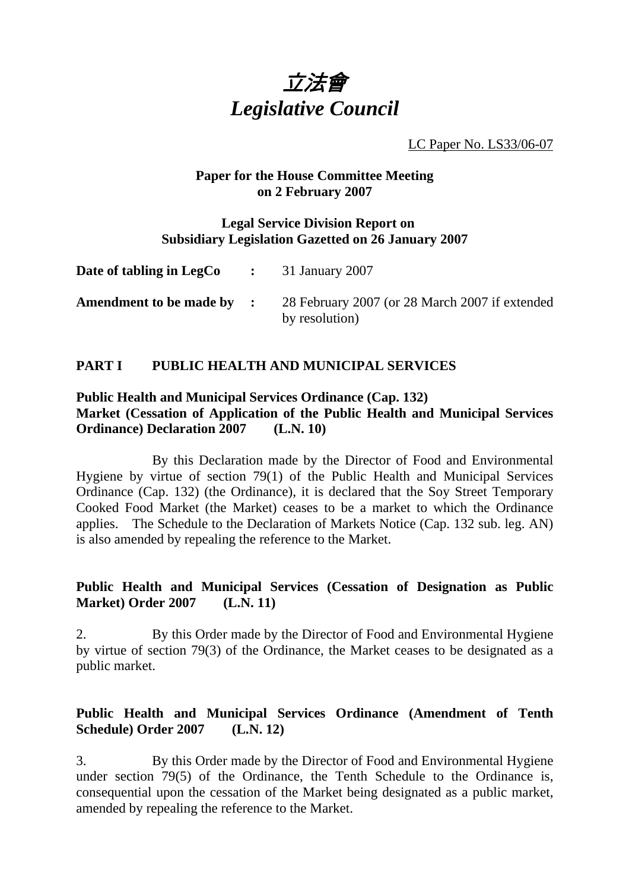# *立法會*
# *Legislative Council*

LC Paper No. LS33/06-07

**Paper for the House Committee Meeting on 2 February 2007**

**Legal Service Division Report on Subsidiary Legislation Gazetted on 26 January 2007**

| | | |
|---|---|---|
| **Date of tabling in LegCo** | **:** | 31 January 2007 |
| **Amendment to be made by** | **:** | 28 February 2007 (or 28 March 2007 if extended by resolution) |

## PART I PUBLIC HEALTH AND MUNICIPAL SERVICES

**Public Health and Municipal Services Ordinance (Cap. 132)**
**Market (Cessation of Application of the Public Health and Municipal Services Ordinance) Declaration 2007 (L.N. 10)**

By this Declaration made by the Director of Food and Environmental Hygiene by virtue of section 79(1) of the Public Health and Municipal Services Ordinance (Cap. 132) (the Ordinance), it is declared that the Soy Street Temporary Cooked Food Market (the Market) ceases to be a market to which the Ordinance applies. The Schedule to the Declaration of Markets Notice (Cap. 132 sub. leg. AN) is also amended by repealing the reference to the Market.

**Public Health and Municipal Services (Cessation of Designation as Public Market) Order 2007 (L.N. 11)**

2. By this Order made by the Director of Food and Environmental Hygiene by virtue of section 79(3) of the Ordinance, the Market ceases to be designated as a public market.

**Public Health and Municipal Services Ordinance (Amendment of Tenth Schedule) Order 2007 (L.N. 12)**

3. By this Order made by the Director of Food and Environmental Hygiene under section 79(5) of the Ordinance, the Tenth Schedule to the Ordinance is, consequential upon the cessation of the Market being designated as a public market, amended by repealing the reference to the Market.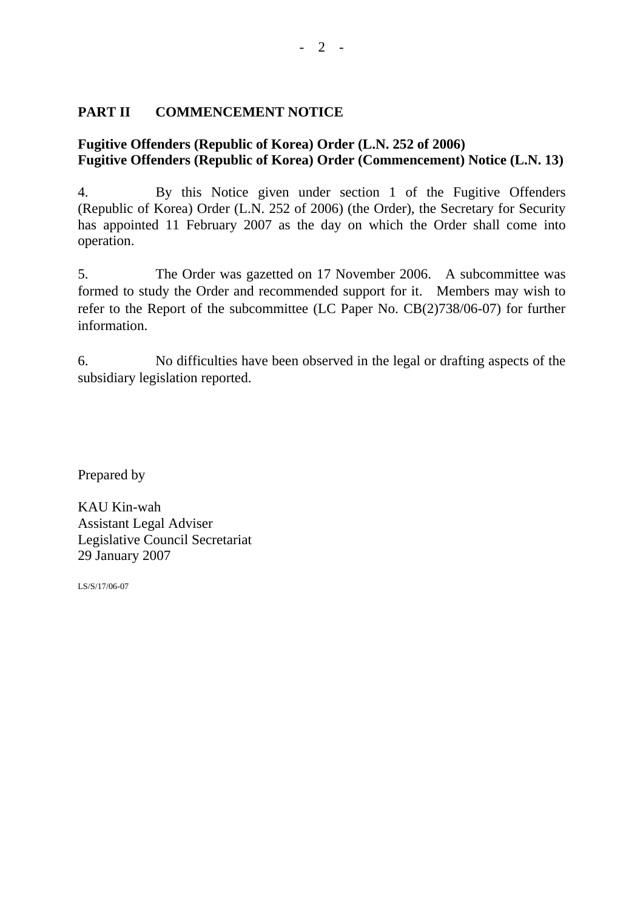## PART II COMMENCEMENT NOTICE

**Fugitive Offenders (Republic of Korea) Order (L.N. 252 of 2006)**
**Fugitive Offenders (Republic of Korea) Order (Commencement) Notice (L.N. 13)**

4. By this Notice given under section 1 of the Fugitive Offenders (Republic of Korea) Order (L.N. 252 of 2006) (the Order), the Secretary for Security has appointed 11 February 2007 as the day on which the Order shall come into operation.

5. The Order was gazetted on 17 November 2006. A subcommittee was formed to study the Order and recommended support for it. Members may wish to refer to the Report of the subcommittee (LC Paper No. CB(2)738/06-07) for further information.

6. No difficulties have been observed in the legal or drafting aspects of the subsidiary legislation reported.

Prepared by

KAU Kin-wah
Assistant Legal Adviser
Legislative Council Secretariat
29 January 2007

LS/S/17/06-07